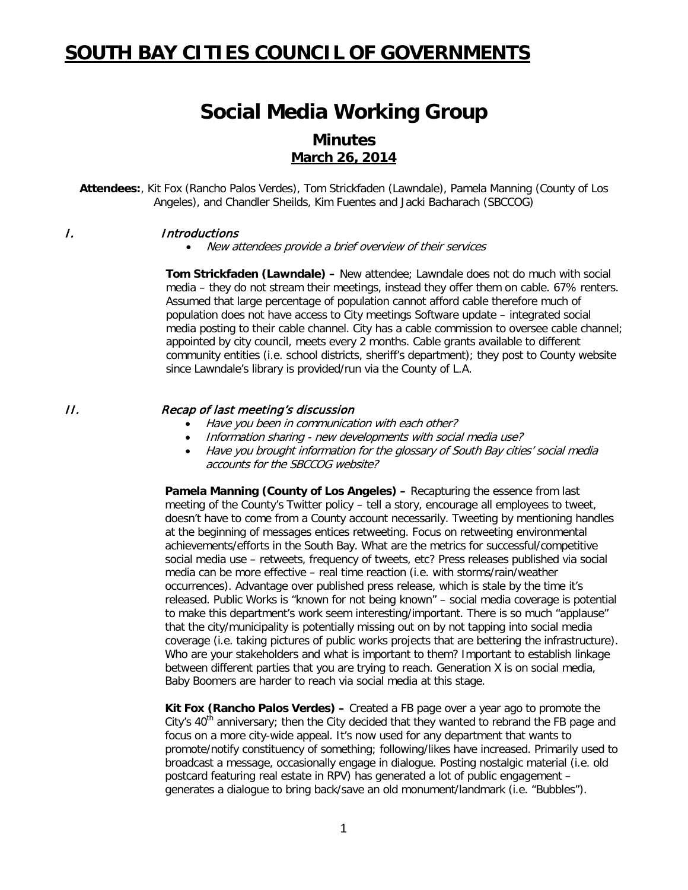# SOUTH BAY CITIES COUNCIL OF GOVERNMENTS

## Social Media Working Group

### Minutes
**March 26, 2014**

**Attendees:**, Kit Fox (Rancho Palos Verdes), Tom Strickfaden (Lawndale), Pamela Manning (County of Los Angeles), and Chandler Sheilds, Kim Fuentes and Jacki Bacharach (SBCCOG)

### I. *Introductions*

- *New attendees provide a brief overview of their services*

**Tom Strickfaden (Lawndale) –** New attendee; Lawndale does not do much with social media – they do not stream their meetings, instead they offer them on cable. 67% renters. Assumed that large percentage of population cannot afford cable therefore much of population does not have access to City meetings Software update – integrated social media posting to their cable channel. City has a cable commission to oversee cable channel; appointed by city council, meets every 2 months. Cable grants available to different community entities (i.e. school districts, sheriff's department); they post to County website since Lawndale's library is provided/run via the County of L.A.

### II. *Recap of last meeting's discussion*

- *Have you been in communication with each other?*
- *Information sharing - new developments with social media use?*
- *Have you brought information for the glossary of South Bay cities' social media accounts for the SBCCOG website?*

**Pamela Manning (County of Los Angeles) –** Recapturing the essence from last meeting of the County's Twitter policy – tell a story, encourage all employees to tweet, doesn't have to come from a County account necessarily. Tweeting by mentioning handles at the beginning of messages entices retweeting. Focus on retweeting environmental achievements/efforts in the South Bay. What are the metrics for successful/competitive social media use – retweets, frequency of tweets, etc? Press releases published via social media can be more effective – real time reaction (i.e. with storms/rain/weather occurrences). Advantage over published press release, which is stale by the time it's released. Public Works is "known for not being known" – social media coverage is potential to make this department's work seem interesting/important. There is so much "applause" that the city/municipality is potentially missing out on by not tapping into social media coverage (i.e. taking pictures of public works projects that are bettering the infrastructure). Who are your stakeholders and what is important to them? Important to establish linkage between different parties that you are trying to reach. Generation X is on social media, Baby Boomers are harder to reach via social media at this stage.

**Kit Fox (Rancho Palos Verdes) –** Created a FB page over a year ago to promote the City's 40th anniversary; then the City decided that they wanted to rebrand the FB page and focus on a more city-wide appeal. It's now used for any department that wants to promote/notify constituency of something; following/likes have increased. Primarily used to broadcast a message, occasionally engage in dialogue. Posting nostalgic material (i.e. old postcard featuring real estate in RPV) has generated a lot of public engagement – generates a dialogue to bring back/save an old monument/landmark (i.e. "Bubbles").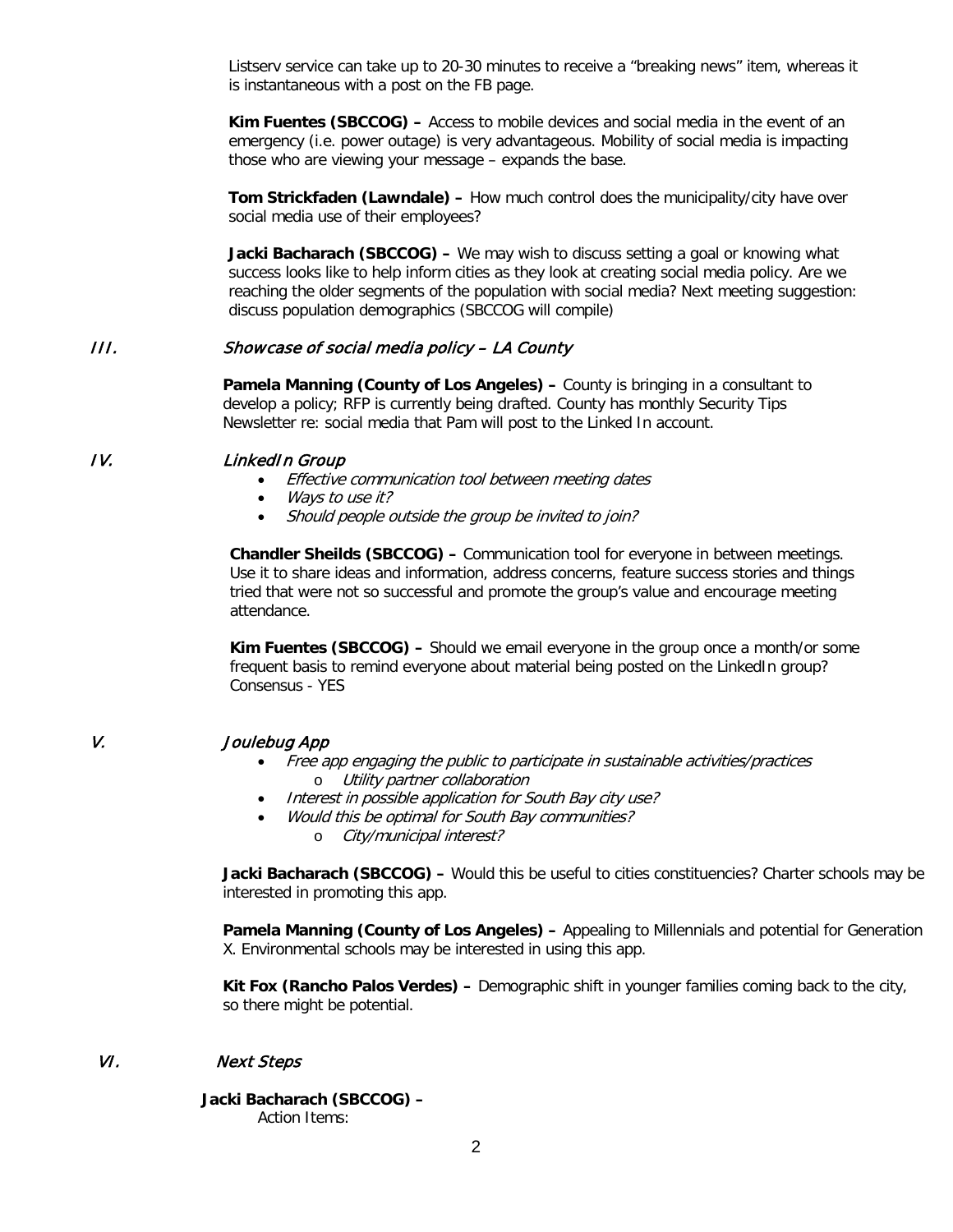Listserv service can take up to 20-30 minutes to receive a "breaking news" item, whereas it is instantaneous with a post on the FB page.

**Kim Fuentes (SBCCOG) –** Access to mobile devices and social media in the event of an emergency (i.e. power outage) is very advantageous. Mobility of social media is impacting those who are viewing your message – expands the base.

**Tom Strickfaden (Lawndale) –** How much control does the municipality/city have over social media use of their employees?

**Jacki Bacharach (SBCCOG) –** We may wish to discuss setting a goal or knowing what success looks like to help inform cities as they look at creating social media policy. Are we reaching the older segments of the population with social media? Next meeting suggestion: discuss population demographics (SBCCOG will compile)

## *III. Showcase of social media policy – LA County*

**Pamela Manning (County of Los Angeles) –** County is bringing in a consultant to develop a policy; RFP is currently being drafted. County has monthly Security Tips Newsletter re: social media that Pam will post to the Linked In account.

## *IV. LinkedIn Group*

- *Effective communication tool between meeting dates*
- *Ways to use it?*
- *Should people outside the group be invited to join?*

**Chandler Sheilds (SBCCOG) –** Communication tool for everyone in between meetings. Use it to share ideas and information, address concerns, feature success stories and things tried that were not so successful and promote the group's value and encourage meeting attendance.

**Kim Fuentes (SBCCOG) –** Should we email everyone in the group once a month/or some frequent basis to remind everyone about material being posted on the LinkedIn group? Consensus - YES

## *V. Joulebug App*

- *Free app engaging the public to participate in sustainable activities/practices*
  - *Utility partner collaboration*
- *Interest in possible application for South Bay city use?*
- *Would this be optimal for South Bay communities?*
  - *City/municipal interest?*

**Jacki Bacharach (SBCCOG) –** Would this be useful to cities constituencies? Charter schools may be interested in promoting this app.

**Pamela Manning (County of Los Angeles) –** Appealing to Millennials and potential for Generation X. Environmental schools may be interested in using this app.

**Kit Fox (Rancho Palos Verdes) –** Demographic shift in younger families coming back to the city, so there might be potential.

## *VI. Next Steps*

**Jacki Bacharach (SBCCOG) –**
Action Items: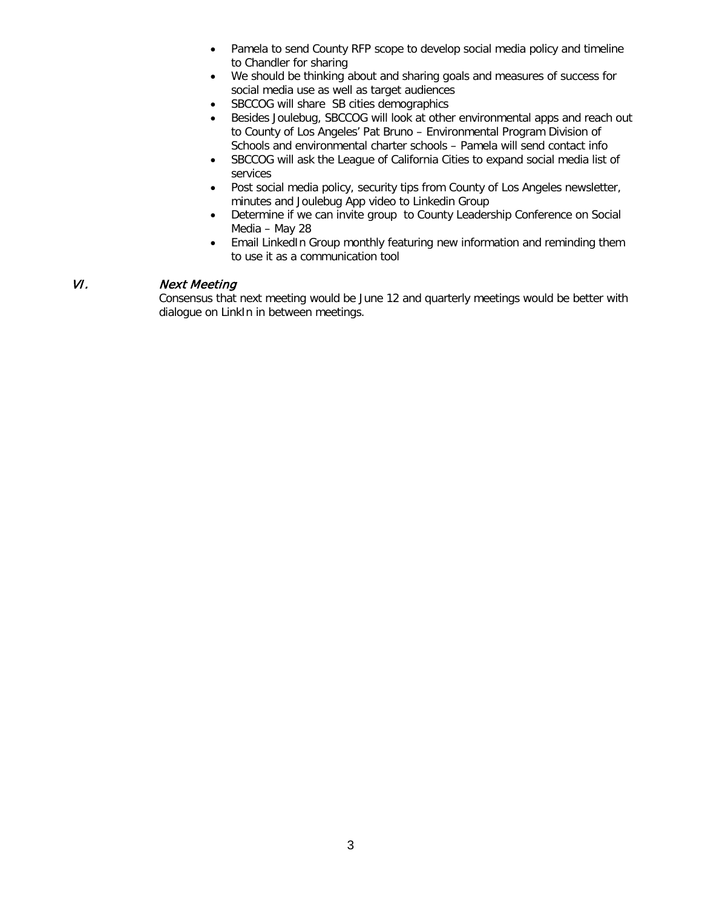- Pamela to send County RFP scope to develop social media policy and timeline to Chandler for sharing
- We should be thinking about and sharing goals and measures of success for social media use as well as target audiences
- SBCCOG will share SB cities demographics
- Besides Joulebug, SBCCOG will look at other environmental apps and reach out to County of Los Angeles' Pat Bruno – Environmental Program Division of Schools and environmental charter schools – Pamela will send contact info
- SBCCOG will ask the League of California Cities to expand social media list of services
- Post social media policy, security tips from County of Los Angeles newsletter, minutes and Joulebug App video to Linkedin Group
- Determine if we can invite group to County Leadership Conference on Social Media – May 28
- Email LinkedIn Group monthly featuring new information and reminding them to use it as a communication tool

## *VI. Next Meeting*

Consensus that next meeting would be June 12 and quarterly meetings would be better with dialogue on LinkIn in between meetings.